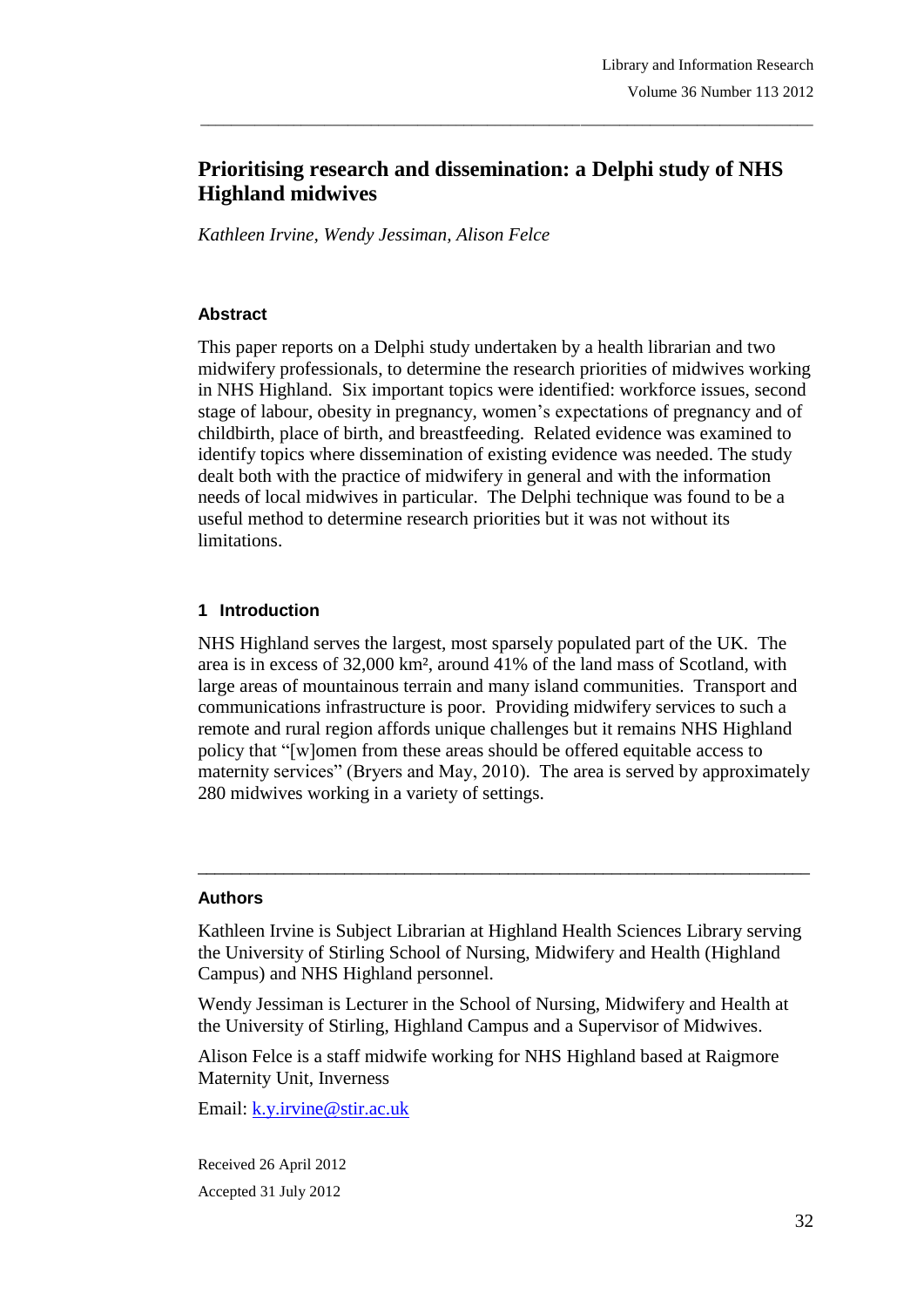# Prioritising research and dissemination: a Delphi study of NHS Highland midwives

*Kathleen Irvine, Wendy Jessiman, Alison Felce*

### Abstract

This paper reports on a Delphi study undertaken by a health librarian and two midwifery professionals, to determine the research priorities of midwives working in NHS Highland. Six important topics were identified: workforce issues, second stage of labour, obesity in pregnancy, women's expectations of pregnancy and of childbirth, place of birth, and breastfeeding. Related evidence was examined to identify topics where dissemination of existing evidence was needed. The study dealt both with the practice of midwifery in general and with the information needs of local midwives in particular. The Delphi technique was found to be a useful method to determine research priorities but it was not without its limitations.

## 1 Introduction

NHS Highland serves the largest, most sparsely populated part of the UK. The area is in excess of 32,000 km², around 41% of the land mass of Scotland, with large areas of mountainous terrain and many island communities. Transport and communications infrastructure is poor. Providing midwifery services to such a remote and rural region affords unique challenges but it remains NHS Highland policy that "[w]omen from these areas should be offered equitable access to maternity services" (Bryers and May, 2010). The area is served by approximately 280 midwives working in a variety of settings.

---

### Authors

Kathleen Irvine is Subject Librarian at Highland Health Sciences Library serving the University of Stirling School of Nursing, Midwifery and Health (Highland Campus) and NHS Highland personnel.

Wendy Jessiman is Lecturer in the School of Nursing, Midwifery and Health at the University of Stirling, Highland Campus and a Supervisor of Midwives.

Alison Felce is a staff midwife working for NHS Highland based at Raigmore Maternity Unit, Inverness

Email: k.y.irvine@stir.ac.uk

Received 26 April 2012

Accepted 31 July 2012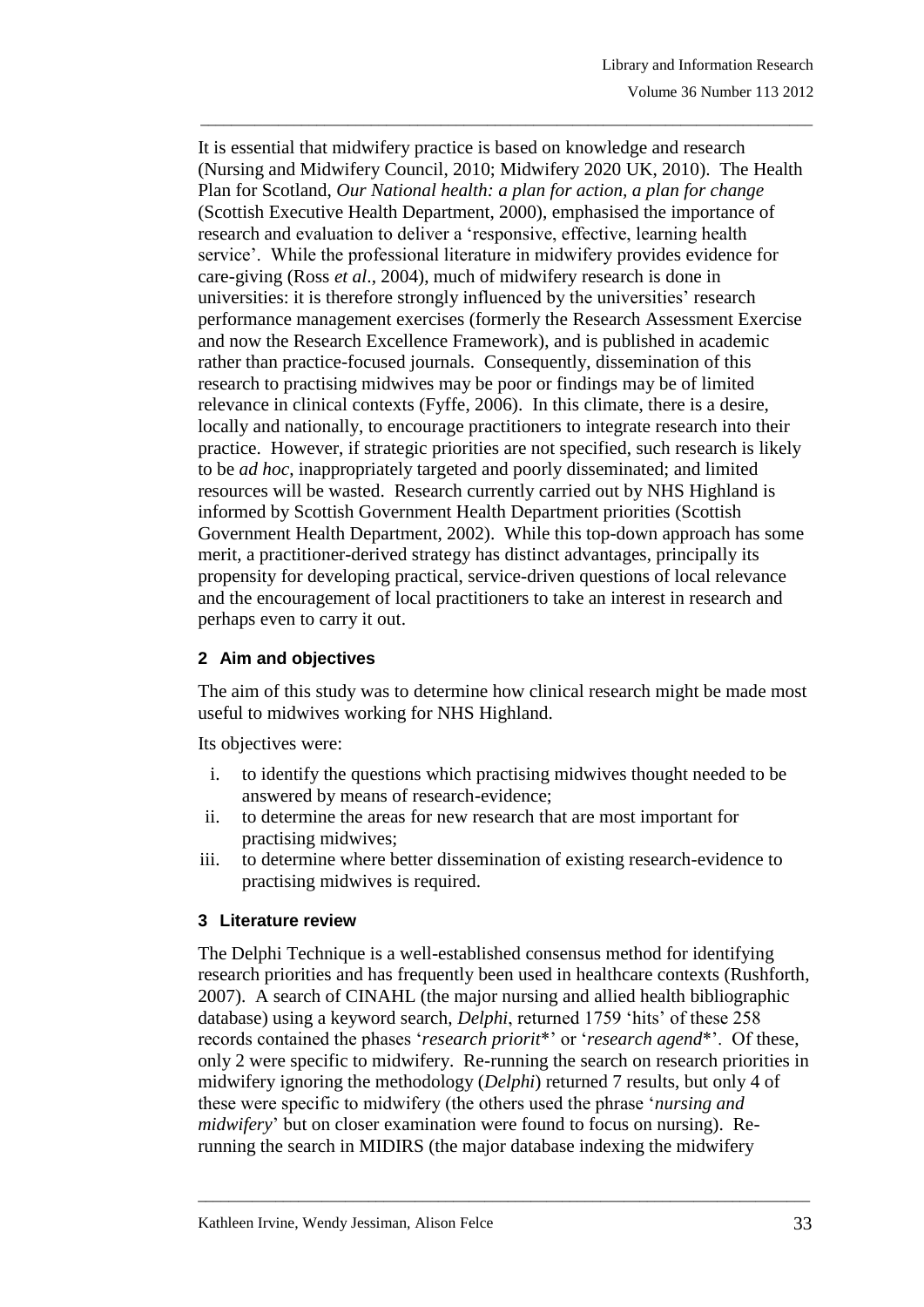It is essential that midwifery practice is based on knowledge and research (Nursing and Midwifery Council, 2010; Midwifery 2020 UK, 2010). The Health Plan for Scotland, *Our National health: a plan for action, a plan for change* (Scottish Executive Health Department, 2000), emphasised the importance of research and evaluation to deliver a 'responsive, effective, learning health service'. While the professional literature in midwifery provides evidence for care-giving (Ross *et al*., 2004), much of midwifery research is done in universities: it is therefore strongly influenced by the universities' research performance management exercises (formerly the Research Assessment Exercise and now the Research Excellence Framework), and is published in academic rather than practice-focused journals. Consequently, dissemination of this research to practising midwives may be poor or findings may be of limited relevance in clinical contexts (Fyffe, 2006). In this climate, there is a desire, locally and nationally, to encourage practitioners to integrate research into their practice. However, if strategic priorities are not specified, such research is likely to be *ad hoc*, inappropriately targeted and poorly disseminated; and limited resources will be wasted. Research currently carried out by NHS Highland is informed by Scottish Government Health Department priorities (Scottish Government Health Department, 2002). While this top-down approach has some merit, a practitioner-derived strategy has distinct advantages, principally its propensity for developing practical, service-driven questions of local relevance and the encouragement of local practitioners to take an interest in research and perhaps even to carry it out.

## 2 Aim and objectives

The aim of this study was to determine how clinical research might be made most useful to midwives working for NHS Highland.

Its objectives were:

i. to identify the questions which practising midwives thought needed to be answered by means of research-evidence;
ii. to determine the areas for new research that are most important for practising midwives;
iii. to determine where better dissemination of existing research-evidence to practising midwives is required.

## 3 Literature review

The Delphi Technique is a well-established consensus method for identifying research priorities and has frequently been used in healthcare contexts (Rushforth, 2007). A search of CINAHL (the major nursing and allied health bibliographic database) using a keyword search, *Delphi*, returned 1759 'hits' of these 258 records contained the phases '*research priorit\**' or '*research agend\**'. Of these, only 2 were specific to midwifery. Re-running the search on research priorities in midwifery ignoring the methodology (*Delphi*) returned 7 results, but only 4 of these were specific to midwifery (the others used the phrase '*nursing and midwifery*' but on closer examination were found to focus on nursing). Re-running the search in MIDIRS (the major database indexing the midwifery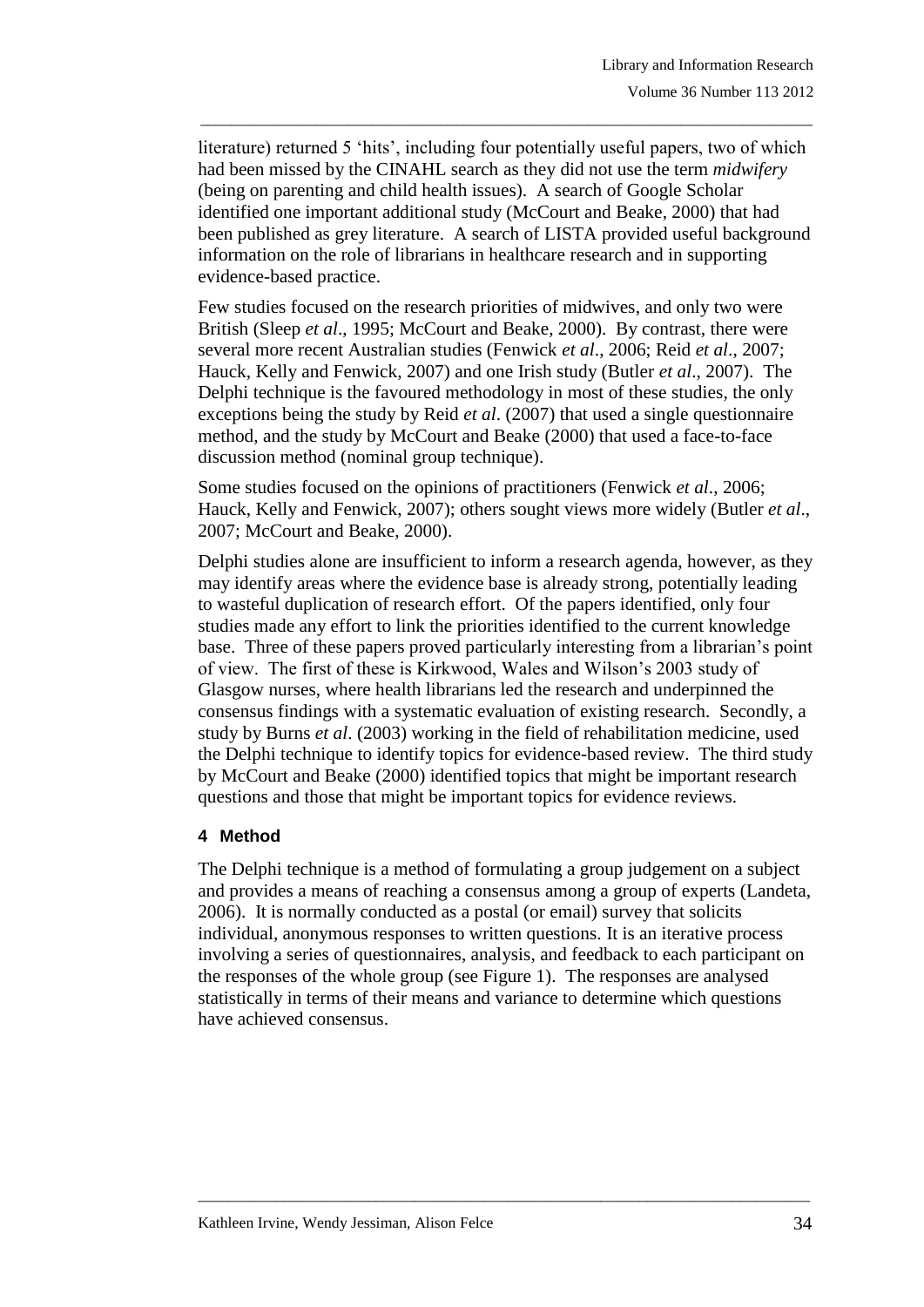literature) returned 5 'hits', including four potentially useful papers, two of which had been missed by the CINAHL search as they did not use the term *midwifery* (being on parenting and child health issues). A search of Google Scholar identified one important additional study (McCourt and Beake, 2000) that had been published as grey literature. A search of LISTA provided useful background information on the role of librarians in healthcare research and in supporting evidence-based practice.

Few studies focused on the research priorities of midwives, and only two were British (Sleep *et al*., 1995; McCourt and Beake, 2000). By contrast, there were several more recent Australian studies (Fenwick *et al*., 2006; Reid *et al*., 2007; Hauck, Kelly and Fenwick, 2007) and one Irish study (Butler *et al*., 2007). The Delphi technique is the favoured methodology in most of these studies, the only exceptions being the study by Reid *et al*. (2007) that used a single questionnaire method, and the study by McCourt and Beake (2000) that used a face-to-face discussion method (nominal group technique).

Some studies focused on the opinions of practitioners (Fenwick *et al*., 2006; Hauck, Kelly and Fenwick, 2007); others sought views more widely (Butler *et al*., 2007; McCourt and Beake, 2000).

Delphi studies alone are insufficient to inform a research agenda, however, as they may identify areas where the evidence base is already strong, potentially leading to wasteful duplication of research effort. Of the papers identified, only four studies made any effort to link the priorities identified to the current knowledge base. Three of these papers proved particularly interesting from a librarian's point of view. The first of these is Kirkwood, Wales and Wilson's 2003 study of Glasgow nurses, where health librarians led the research and underpinned the consensus findings with a systematic evaluation of existing research. Secondly, a study by Burns *et al*. (2003) working in the field of rehabilitation medicine, used the Delphi technique to identify topics for evidence-based review. The third study by McCourt and Beake (2000) identified topics that might be important research questions and those that might be important topics for evidence reviews.

## 4 Method

The Delphi technique is a method of formulating a group judgement on a subject and provides a means of reaching a consensus among a group of experts (Landeta, 2006). It is normally conducted as a postal (or email) survey that solicits individual, anonymous responses to written questions. It is an iterative process involving a series of questionnaires, analysis, and feedback to each participant on the responses of the whole group (see Figure 1). The responses are analysed statistically in terms of their means and variance to determine which questions have achieved consensus.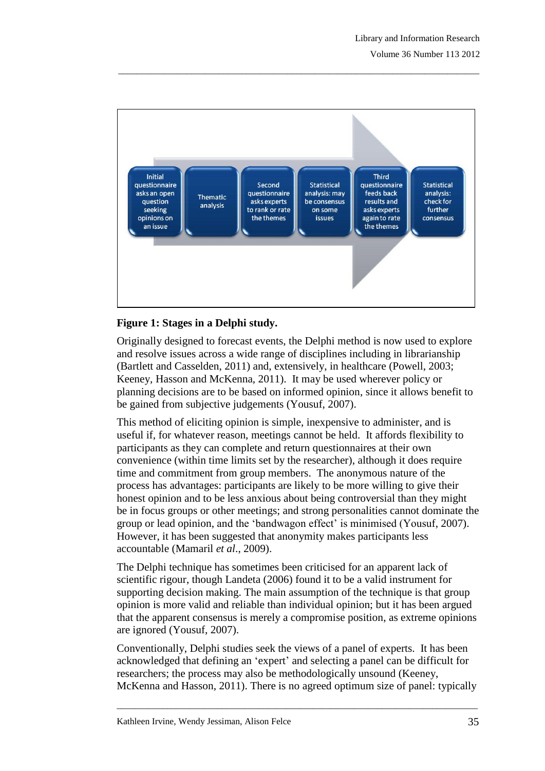- Initial questionnaire asks an open question seeking opinions on an issue
- Thematic analysis
- Second questionnaire asks experts to rank or rate the themes
- Statistical analysis: may be consensus on some issues
- Third questionnaire feeds back results and asks experts again to rate the themes
- Statistical analysis: check for further consensus

**Figure 1: Stages in a Delphi study.**

Originally designed to forecast events, the Delphi method is now used to explore and resolve issues across a wide range of disciplines including in librarianship (Bartlett and Casselden, 2011) and, extensively, in healthcare (Powell, 2003; Keeney, Hasson and McKenna, 2011). It may be used wherever policy or planning decisions are to be based on informed opinion, since it allows benefit to be gained from subjective judgements (Yousuf, 2007).

This method of eliciting opinion is simple, inexpensive to administer, and is useful if, for whatever reason, meetings cannot be held. It affords flexibility to participants as they can complete and return questionnaires at their own convenience (within time limits set by the researcher), although it does require time and commitment from group members. The anonymous nature of the process has advantages: participants are likely to be more willing to give their honest opinion and to be less anxious about being controversial than they might be in focus groups or other meetings; and strong personalities cannot dominate the group or lead opinion, and the 'bandwagon effect' is minimised (Yousuf, 2007). However, it has been suggested that anonymity makes participants less accountable (Mamaril *et al*., 2009).

The Delphi technique has sometimes been criticised for an apparent lack of scientific rigour, though Landeta (2006) found it to be a valid instrument for supporting decision making. The main assumption of the technique is that group opinion is more valid and reliable than individual opinion; but it has been argued that the apparent consensus is merely a compromise position, as extreme opinions are ignored (Yousuf, 2007).

Conventionally, Delphi studies seek the views of a panel of experts. It has been acknowledged that defining an 'expert' and selecting a panel can be difficult for researchers; the process may also be methodologically unsound (Keeney, McKenna and Hasson, 2011). There is no agreed optimum size of panel: typically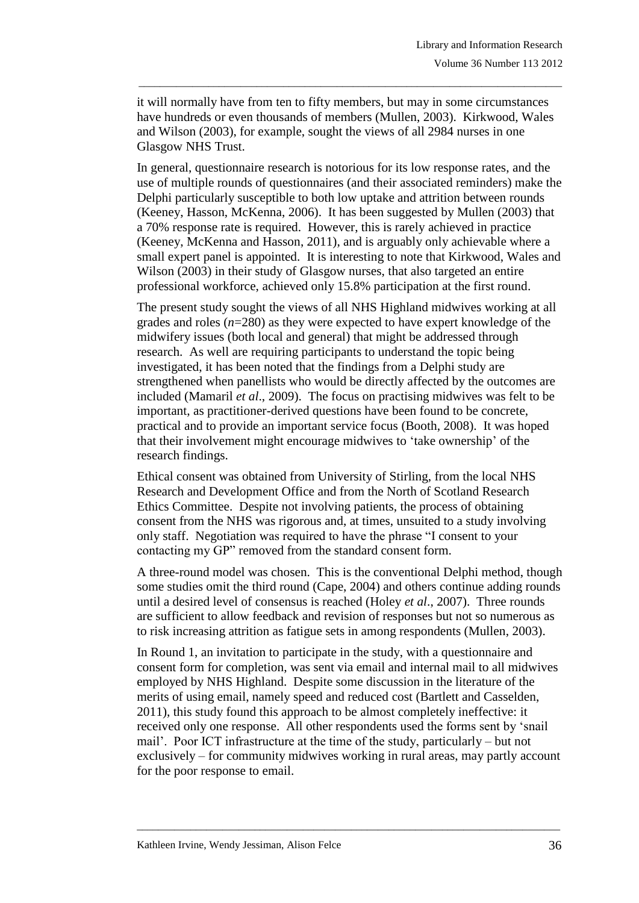it will normally have from ten to fifty members, but may in some circumstances have hundreds or even thousands of members (Mullen, 2003). Kirkwood, Wales and Wilson (2003), for example, sought the views of all 2984 nurses in one Glasgow NHS Trust.

In general, questionnaire research is notorious for its low response rates, and the use of multiple rounds of questionnaires (and their associated reminders) make the Delphi particularly susceptible to both low uptake and attrition between rounds (Keeney, Hasson, McKenna, 2006). It has been suggested by Mullen (2003) that a 70% response rate is required. However, this is rarely achieved in practice (Keeney, McKenna and Hasson, 2011), and is arguably only achievable where a small expert panel is appointed. It is interesting to note that Kirkwood, Wales and Wilson (2003) in their study of Glasgow nurses, that also targeted an entire professional workforce, achieved only 15.8% participation at the first round.

The present study sought the views of all NHS Highland midwives working at all grades and roles ($n$=280) as they were expected to have expert knowledge of the midwifery issues (both local and general) that might be addressed through research. As well are requiring participants to understand the topic being investigated, it has been noted that the findings from a Delphi study are strengthened when panellists who would be directly affected by the outcomes are included (Mamaril *et al*., 2009). The focus on practising midwives was felt to be important, as practitioner-derived questions have been found to be concrete, practical and to provide an important service focus (Booth, 2008). It was hoped that their involvement might encourage midwives to 'take ownership' of the research findings.

Ethical consent was obtained from University of Stirling, from the local NHS Research and Development Office and from the North of Scotland Research Ethics Committee. Despite not involving patients, the process of obtaining consent from the NHS was rigorous and, at times, unsuited to a study involving only staff. Negotiation was required to have the phrase "I consent to your contacting my GP" removed from the standard consent form.

A three-round model was chosen. This is the conventional Delphi method, though some studies omit the third round (Cape, 2004) and others continue adding rounds until a desired level of consensus is reached (Holey *et al*., 2007). Three rounds are sufficient to allow feedback and revision of responses but not so numerous as to risk increasing attrition as fatigue sets in among respondents (Mullen, 2003).

In Round 1, an invitation to participate in the study, with a questionnaire and consent form for completion, was sent via email and internal mail to all midwives employed by NHS Highland. Despite some discussion in the literature of the merits of using email, namely speed and reduced cost (Bartlett and Casselden, 2011), this study found this approach to be almost completely ineffective: it received only one response. All other respondents used the forms sent by 'snail mail'. Poor ICT infrastructure at the time of the study, particularly – but not exclusively – for community midwives working in rural areas, may partly account for the poor response to email.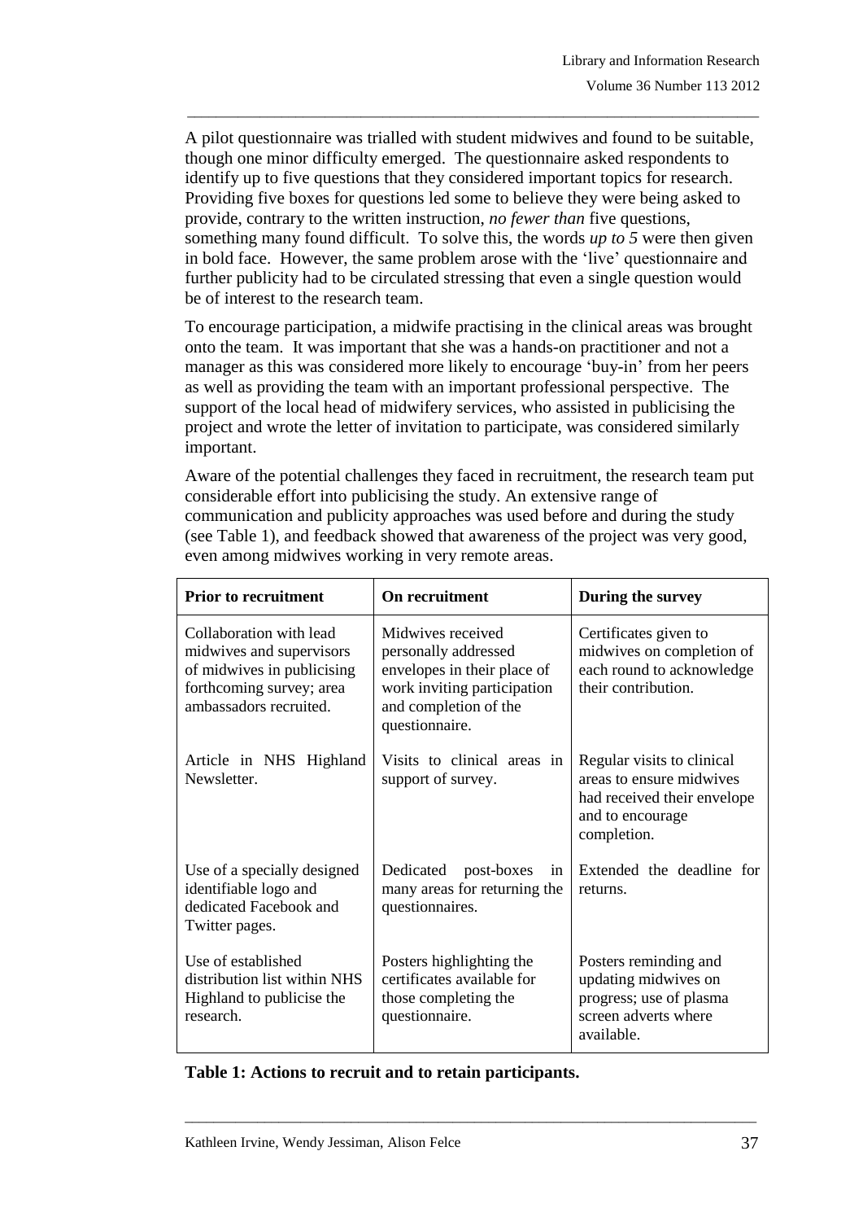A pilot questionnaire was trialled with student midwives and found to be suitable, though one minor difficulty emerged. The questionnaire asked respondents to identify up to five questions that they considered important topics for research. Providing five boxes for questions led some to believe they were being asked to provide, contrary to the written instruction, *no fewer than* five questions, something many found difficult. To solve this, the words *up to 5* were then given in bold face. However, the same problem arose with the 'live' questionnaire and further publicity had to be circulated stressing that even a single question would be of interest to the research team.

To encourage participation, a midwife practising in the clinical areas was brought onto the team. It was important that she was a hands-on practitioner and not a manager as this was considered more likely to encourage 'buy-in' from her peers as well as providing the team with an important professional perspective. The support of the local head of midwifery services, who assisted in publicising the project and wrote the letter of invitation to participate, was considered similarly important.

Aware of the potential challenges they faced in recruitment, the research team put considerable effort into publicising the study. An extensive range of communication and publicity approaches was used before and during the study (see Table 1), and feedback showed that awareness of the project was very good, even among midwives working in very remote areas.

| **Prior to recruitment** | **On recruitment** | **During the survey** |
|---|---|---|
| Collaboration with lead midwives and supervisors of midwives in publicising forthcoming survey; area ambassadors recruited. | Midwives received personally addressed envelopes in their place of work inviting participation and completion of the questionnaire. | Certificates given to midwives on completion of each round to acknowledge their contribution. |
| Article in NHS Highland Newsletter. | Visits to clinical areas in support of survey. | Regular visits to clinical areas to ensure midwives had received their envelope and to encourage completion. |
| Use of a specially designed identifiable logo and dedicated Facebook and Twitter pages. | Dedicated post-boxes in many areas for returning the questionnaires. | Extended the deadline for returns. |
| Use of established distribution list within NHS Highland to publicise the research. | Posters highlighting the certificates available for those completing the questionnaire. | Posters reminding and updating midwives on progress; use of plasma screen adverts where available. |

**Table 1: Actions to recruit and to retain participants.**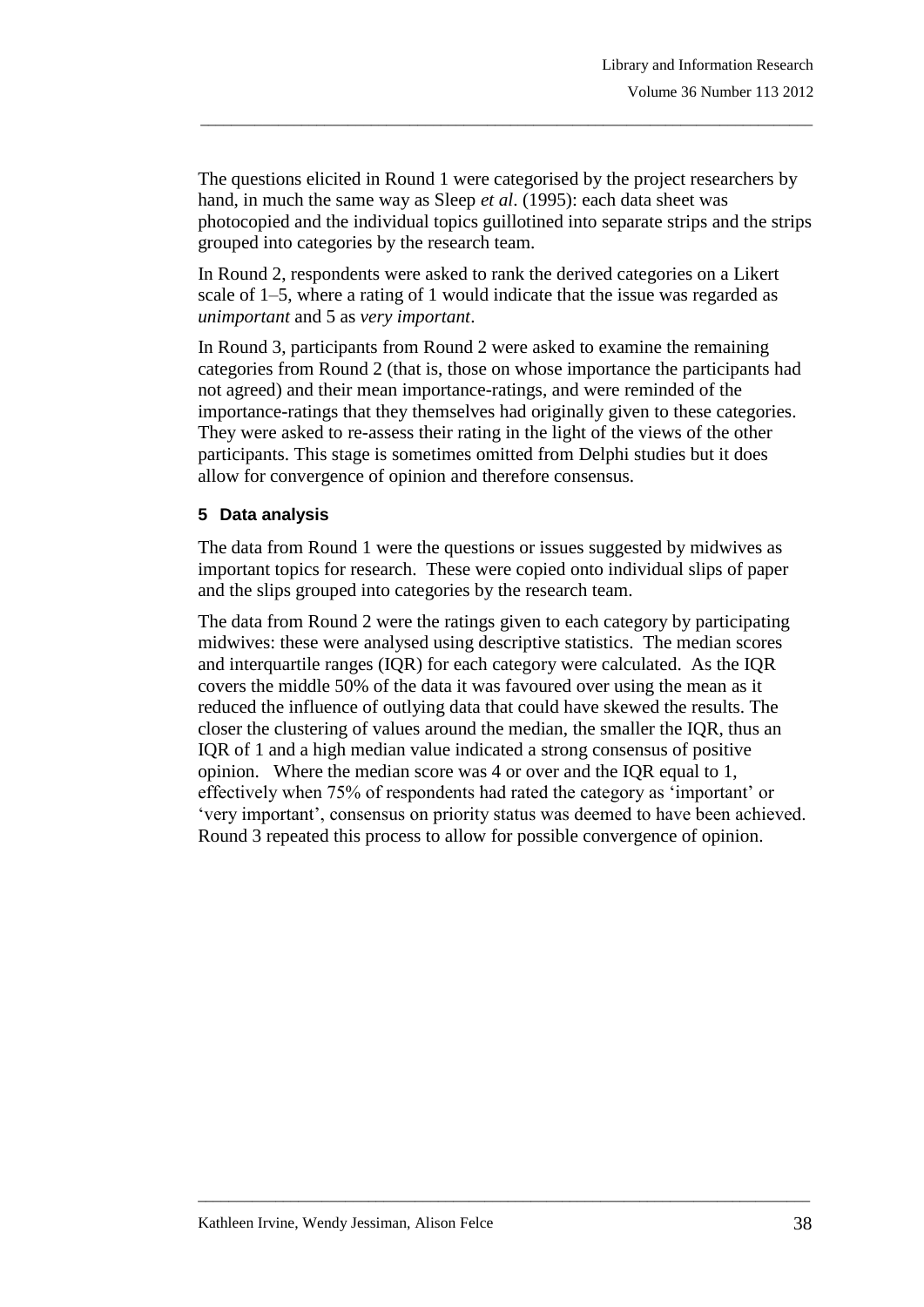The questions elicited in Round 1 were categorised by the project researchers by hand, in much the same way as Sleep *et al*. (1995): each data sheet was photocopied and the individual topics guillotined into separate strips and the strips grouped into categories by the research team.

In Round 2, respondents were asked to rank the derived categories on a Likert scale of 1–5, where a rating of 1 would indicate that the issue was regarded as *unimportant* and 5 as *very important*.

In Round 3, participants from Round 2 were asked to examine the remaining categories from Round 2 (that is, those on whose importance the participants had not agreed) and their mean importance-ratings, and were reminded of the importance-ratings that they themselves had originally given to these categories. They were asked to re-assess their rating in the light of the views of the other participants. This stage is sometimes omitted from Delphi studies but it does allow for convergence of opinion and therefore consensus.

### 5 Data analysis

The data from Round 1 were the questions or issues suggested by midwives as important topics for research. These were copied onto individual slips of paper and the slips grouped into categories by the research team.

The data from Round 2 were the ratings given to each category by participating midwives: these were analysed using descriptive statistics. The median scores and interquartile ranges (IQR) for each category were calculated. As the IQR covers the middle 50% of the data it was favoured over using the mean as it reduced the influence of outlying data that could have skewed the results. The closer the clustering of values around the median, the smaller the IQR, thus an IQR of 1 and a high median value indicated a strong consensus of positive opinion. Where the median score was 4 or over and the IQR equal to 1, effectively when 75% of respondents had rated the category as 'important' or 'very important', consensus on priority status was deemed to have been achieved. Round 3 repeated this process to allow for possible convergence of opinion.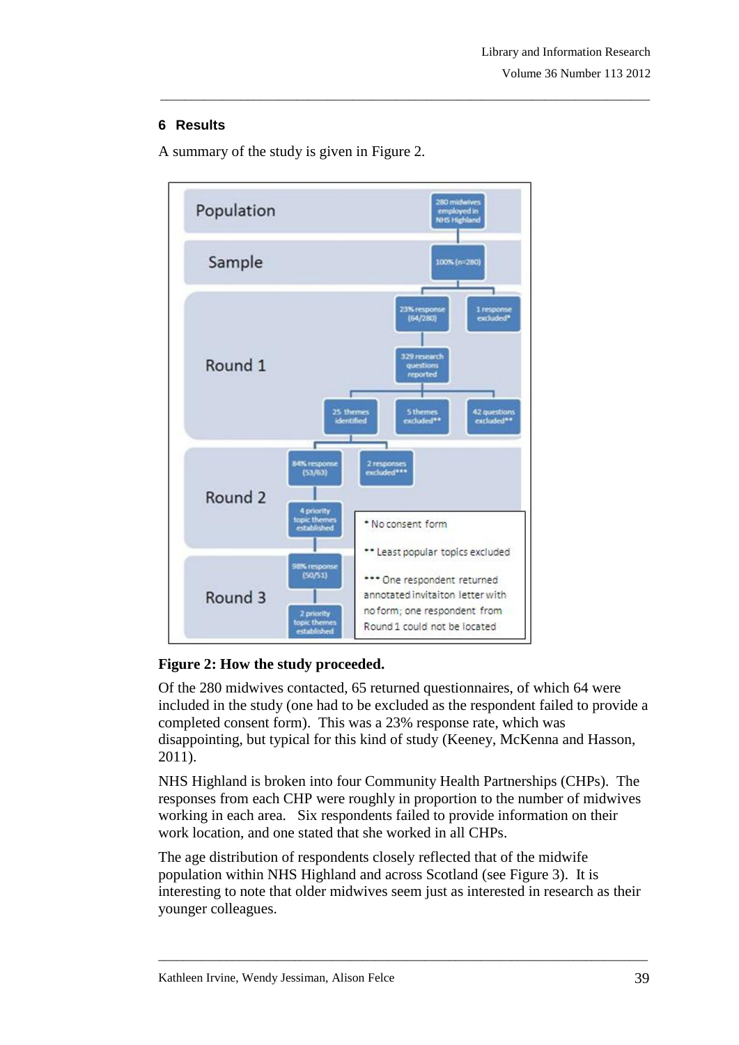## 6 Results

A summary of the study is given in Figure 2.

**Figure 2: How the study proceeded.**

Of the 280 midwives contacted, 65 returned questionnaires, of which 64 were included in the study (one had to be excluded as the respondent failed to provide a completed consent form). This was a 23% response rate, which was disappointing, but typical for this kind of study (Keeney, McKenna and Hasson, 2011).

NHS Highland is broken into four Community Health Partnerships (CHPs). The responses from each CHP were roughly in proportion to the number of midwives working in each area. Six respondents failed to provide information on their work location, and one stated that she worked in all CHPs.

The age distribution of respondents closely reflected that of the midwife population within NHS Highland and across Scotland (see Figure 3). It is interesting to note that older midwives seem just as interested in research as their younger colleagues.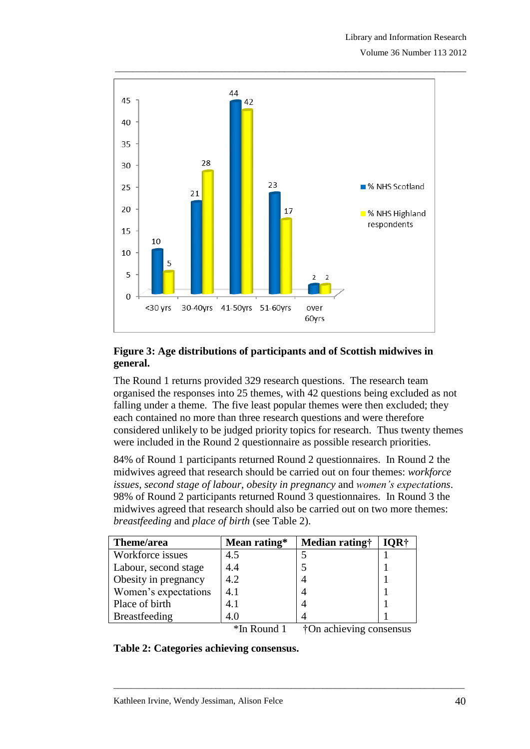**Figure 3: Age distributions of participants and of Scottish midwives in general.**

The Round 1 returns provided 329 research questions. The research team organised the responses into 25 themes, with 42 questions being excluded as not falling under a theme. The five least popular themes were then excluded; they each contained no more than three research questions and were therefore considered unlikely to be judged priority topics for research. Thus twenty themes were included in the Round 2 questionnaire as possible research priorities.

84% of Round 1 participants returned Round 2 questionnaires. In Round 2 the midwives agreed that research should be carried out on four themes: *workforce issues*, *second stage of labour*, *obesity in pregnancy* and *women's expectations*. 98% of Round 2 participants returned Round 3 questionnaires. In Round 3 the midwives agreed that research should also be carried out on two more themes: *breastfeeding* and *place of birth* (see Table 2).

| Theme/area | Mean rating* | Median rating† | IQR† |
|---|---|---|---|
| Workforce issues | 4.5 | 5 | 1 |
| Labour, second stage | 4.4 | 5 | 1 |
| Obesity in pregnancy | 4.2 | 4 | 1 |
| Women's expectations | 4.1 | 4 | 1 |
| Place of birth | 4.1 | 4 | 1 |
| Breastfeeding | 4.0 | 4 | 1 |

*In Round 1 †On achieving consensus

**Table 2: Categories achieving consensus.**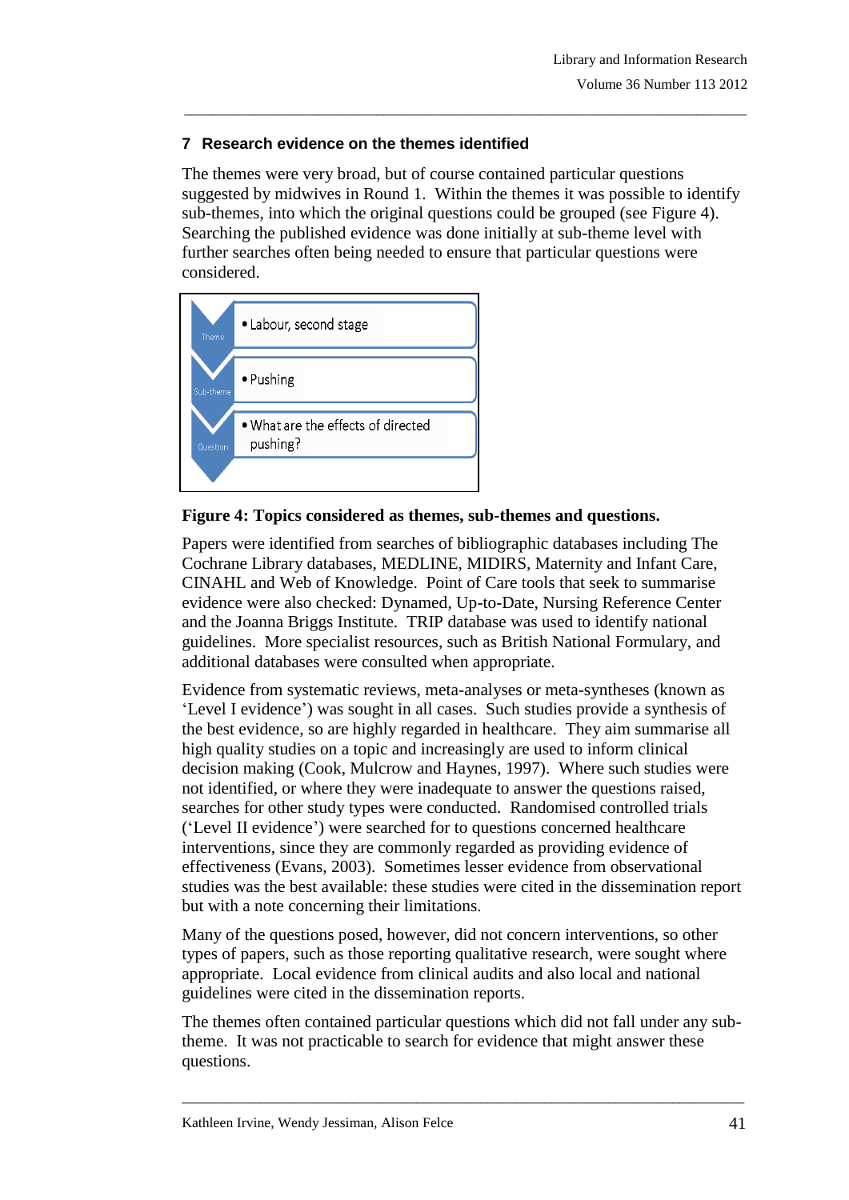## 7 Research evidence on the themes identified

The themes were very broad, but of course contained particular questions suggested by midwives in Round 1. Within the themes it was possible to identify sub-themes, into which the original questions could be grouped (see Figure 4). Searching the published evidence was done initially at sub-theme level with further searches often being needed to ensure that particular questions were considered.

| | |
|---|---|
| Theme | • Labour, second stage |
| Sub-theme | • Pushing |
| Question | • What are the effects of directed pushing? |

**Figure 4: Topics considered as themes, sub-themes and questions.**

Papers were identified from searches of bibliographic databases including The Cochrane Library databases, MEDLINE, MIDIRS, Maternity and Infant Care, CINAHL and Web of Knowledge. Point of Care tools that seek to summarise evidence were also checked: Dynamed, Up-to-Date, Nursing Reference Center and the Joanna Briggs Institute. TRIP database was used to identify national guidelines. More specialist resources, such as British National Formulary, and additional databases were consulted when appropriate.

Evidence from systematic reviews, meta-analyses or meta-syntheses (known as 'Level I evidence') was sought in all cases. Such studies provide a synthesis of the best evidence, so are highly regarded in healthcare. They aim summarise all high quality studies on a topic and increasingly are used to inform clinical decision making (Cook, Mulcrow and Haynes, 1997). Where such studies were not identified, or where they were inadequate to answer the questions raised, searches for other study types were conducted. Randomised controlled trials ('Level II evidence') were searched for to questions concerned healthcare interventions, since they are commonly regarded as providing evidence of effectiveness (Evans, 2003). Sometimes lesser evidence from observational studies was the best available: these studies were cited in the dissemination report but with a note concerning their limitations.

Many of the questions posed, however, did not concern interventions, so other types of papers, such as those reporting qualitative research, were sought where appropriate. Local evidence from clinical audits and also local and national guidelines were cited in the dissemination reports.

The themes often contained particular questions which did not fall under any sub-theme. It was not practicable to search for evidence that might answer these questions.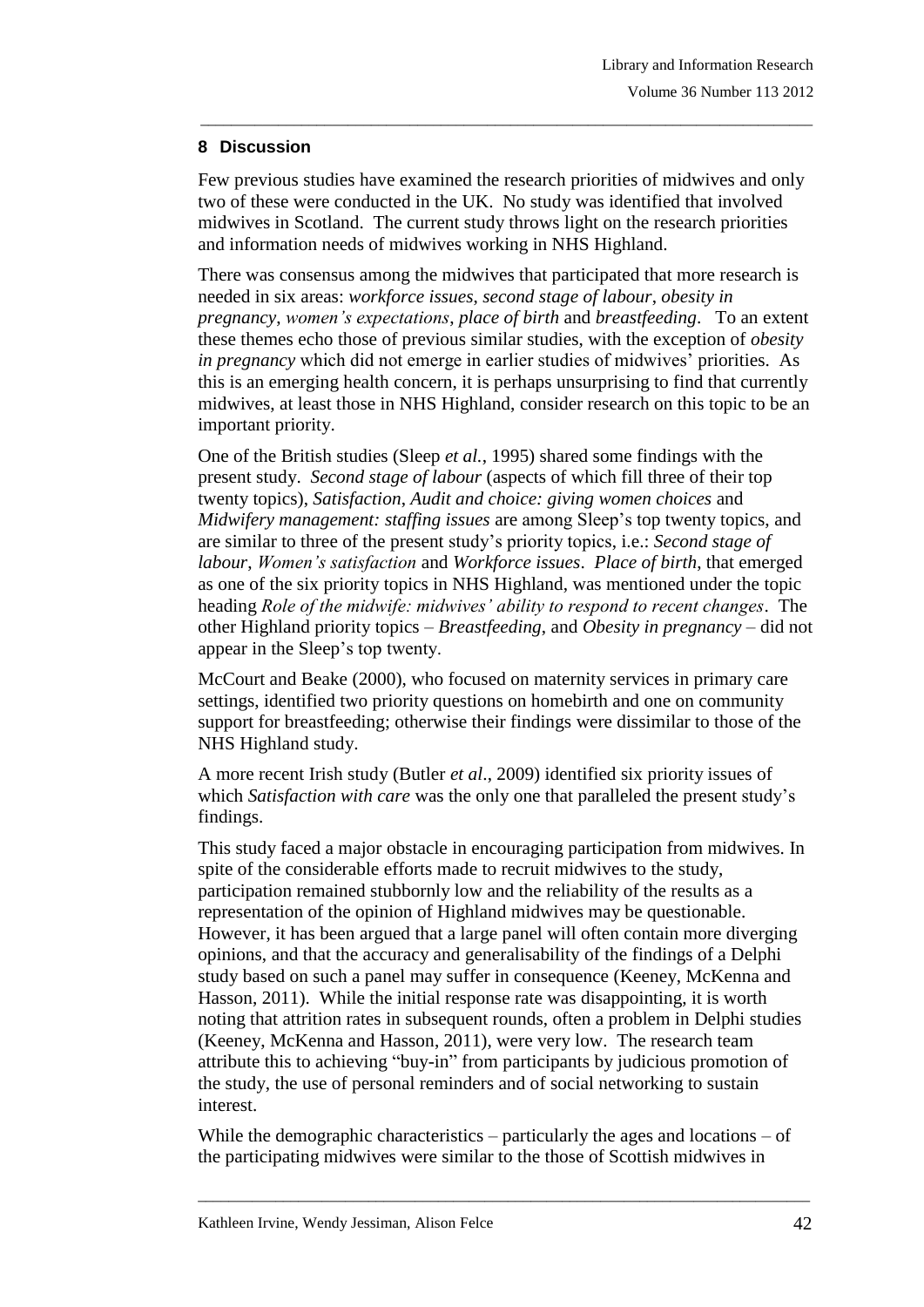## 8 Discussion

Few previous studies have examined the research priorities of midwives and only two of these were conducted in the UK. No study was identified that involved midwives in Scotland. The current study throws light on the research priorities and information needs of midwives working in NHS Highland.

There was consensus among the midwives that participated that more research is needed in six areas: *workforce issues*, *second stage of labour*, *obesity in pregnancy*, *women's expectations*, *place of birth* and *breastfeeding*. To an extent these themes echo those of previous similar studies, with the exception of *obesity in pregnancy* which did not emerge in earlier studies of midwives' priorities. As this is an emerging health concern, it is perhaps unsurprising to find that currently midwives, at least those in NHS Highland, consider research on this topic to be an important priority.

One of the British studies (Sleep *et al.*, 1995) shared some findings with the present study. *Second stage of labour* (aspects of which fill three of their top twenty topics), *Satisfaction, Audit and choice: giving women choices* and *Midwifery management: staffing issues* are among Sleep's top twenty topics, and are similar to three of the present study's priority topics, i.e.: *Second stage of labour*, *Women's satisfaction* and *Workforce issues*. *Place of birth*, that emerged as one of the six priority topics in NHS Highland, was mentioned under the topic heading *Role of the midwife: midwives' ability to respond to recent changes*. The other Highland priority topics – *Breastfeeding*, and *Obesity in pregnancy* – did not appear in the Sleep's top twenty.

McCourt and Beake (2000), who focused on maternity services in primary care settings, identified two priority questions on homebirth and one on community support for breastfeeding; otherwise their findings were dissimilar to those of the NHS Highland study.

A more recent Irish study (Butler *et al*., 2009) identified six priority issues of which *Satisfaction with care* was the only one that paralleled the present study's findings.

This study faced a major obstacle in encouraging participation from midwives. In spite of the considerable efforts made to recruit midwives to the study, participation remained stubbornly low and the reliability of the results as a representation of the opinion of Highland midwives may be questionable. However, it has been argued that a large panel will often contain more diverging opinions, and that the accuracy and generalisability of the findings of a Delphi study based on such a panel may suffer in consequence (Keeney, McKenna and Hasson, 2011). While the initial response rate was disappointing, it is worth noting that attrition rates in subsequent rounds, often a problem in Delphi studies (Keeney, McKenna and Hasson, 2011), were very low. The research team attribute this to achieving "buy-in" from participants by judicious promotion of the study, the use of personal reminders and of social networking to sustain interest.

While the demographic characteristics – particularly the ages and locations – of the participating midwives were similar to the those of Scottish midwives in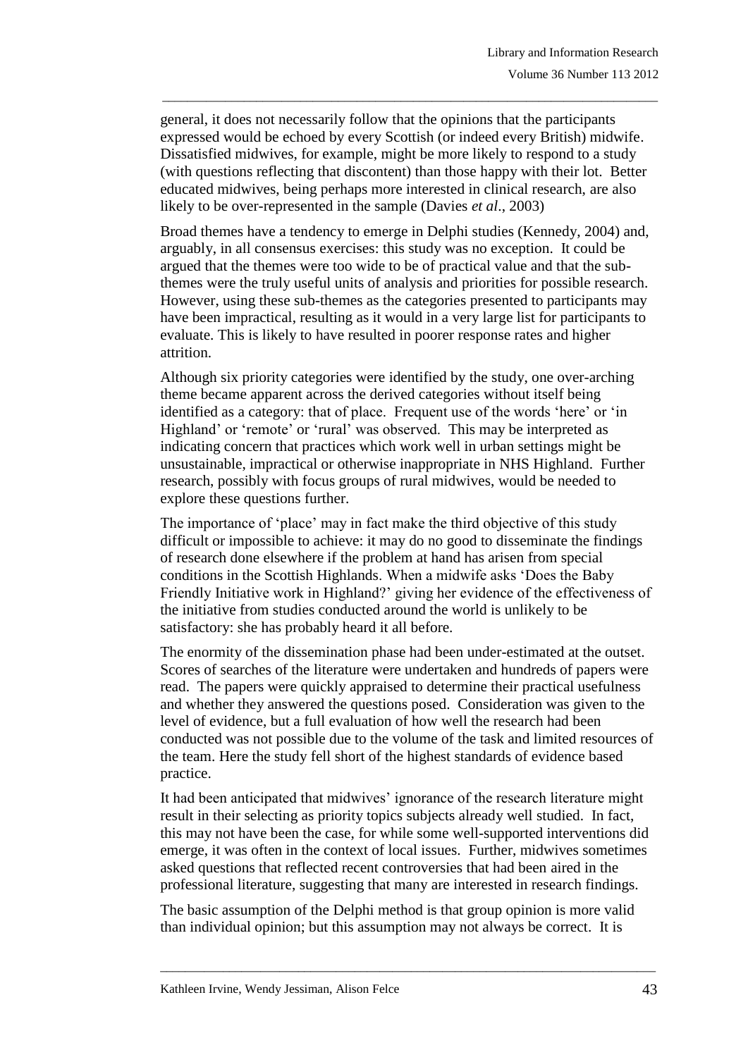general, it does not necessarily follow that the opinions that the participants expressed would be echoed by every Scottish (or indeed every British) midwife. Dissatisfied midwives, for example, might be more likely to respond to a study (with questions reflecting that discontent) than those happy with their lot. Better educated midwives, being perhaps more interested in clinical research, are also likely to be over-represented in the sample (Davies *et al*., 2003)

Broad themes have a tendency to emerge in Delphi studies (Kennedy, 2004) and, arguably, in all consensus exercises: this study was no exception. It could be argued that the themes were too wide to be of practical value and that the sub-themes were the truly useful units of analysis and priorities for possible research. However, using these sub-themes as the categories presented to participants may have been impractical, resulting as it would in a very large list for participants to evaluate. This is likely to have resulted in poorer response rates and higher attrition.

Although six priority categories were identified by the study, one over-arching theme became apparent across the derived categories without itself being identified as a category: that of place. Frequent use of the words 'here' or 'in Highland' or 'remote' or 'rural' was observed. This may be interpreted as indicating concern that practices which work well in urban settings might be unsustainable, impractical or otherwise inappropriate in NHS Highland. Further research, possibly with focus groups of rural midwives, would be needed to explore these questions further.

The importance of 'place' may in fact make the third objective of this study difficult or impossible to achieve: it may do no good to disseminate the findings of research done elsewhere if the problem at hand has arisen from special conditions in the Scottish Highlands. When a midwife asks 'Does the Baby Friendly Initiative work in Highland?' giving her evidence of the effectiveness of the initiative from studies conducted around the world is unlikely to be satisfactory: she has probably heard it all before.

The enormity of the dissemination phase had been under-estimated at the outset. Scores of searches of the literature were undertaken and hundreds of papers were read. The papers were quickly appraised to determine their practical usefulness and whether they answered the questions posed. Consideration was given to the level of evidence, but a full evaluation of how well the research had been conducted was not possible due to the volume of the task and limited resources of the team. Here the study fell short of the highest standards of evidence based practice.

It had been anticipated that midwives' ignorance of the research literature might result in their selecting as priority topics subjects already well studied. In fact, this may not have been the case, for while some well-supported interventions did emerge, it was often in the context of local issues. Further, midwives sometimes asked questions that reflected recent controversies that had been aired in the professional literature, suggesting that many are interested in research findings.

The basic assumption of the Delphi method is that group opinion is more valid than individual opinion; but this assumption may not always be correct. It is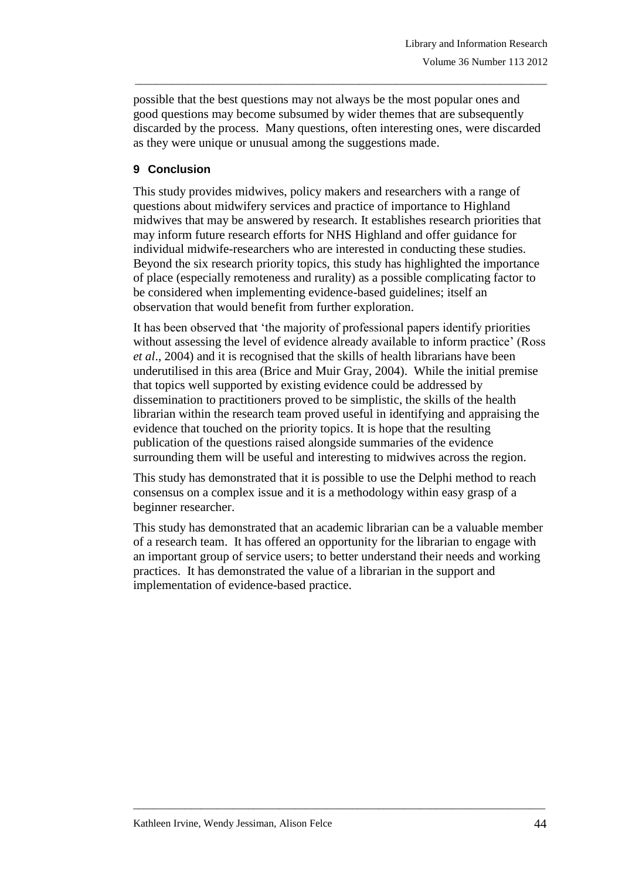possible that the best questions may not always be the most popular ones and good questions may become subsumed by wider themes that are subsequently discarded by the process. Many questions, often interesting ones, were discarded as they were unique or unusual among the suggestions made.

## 9 Conclusion

This study provides midwives, policy makers and researchers with a range of questions about midwifery services and practice of importance to Highland midwives that may be answered by research. It establishes research priorities that may inform future research efforts for NHS Highland and offer guidance for individual midwife-researchers who are interested in conducting these studies. Beyond the six research priority topics, this study has highlighted the importance of place (especially remoteness and rurality) as a possible complicating factor to be considered when implementing evidence-based guidelines; itself an observation that would benefit from further exploration.

It has been observed that 'the majority of professional papers identify priorities without assessing the level of evidence already available to inform practice' (Ross *et al*., 2004) and it is recognised that the skills of health librarians have been underutilised in this area (Brice and Muir Gray, 2004). While the initial premise that topics well supported by existing evidence could be addressed by dissemination to practitioners proved to be simplistic, the skills of the health librarian within the research team proved useful in identifying and appraising the evidence that touched on the priority topics. It is hope that the resulting publication of the questions raised alongside summaries of the evidence surrounding them will be useful and interesting to midwives across the region.

This study has demonstrated that it is possible to use the Delphi method to reach consensus on a complex issue and it is a methodology within easy grasp of a beginner researcher.

This study has demonstrated that an academic librarian can be a valuable member of a research team. It has offered an opportunity for the librarian to engage with an important group of service users; to better understand their needs and working practices. It has demonstrated the value of a librarian in the support and implementation of evidence-based practice.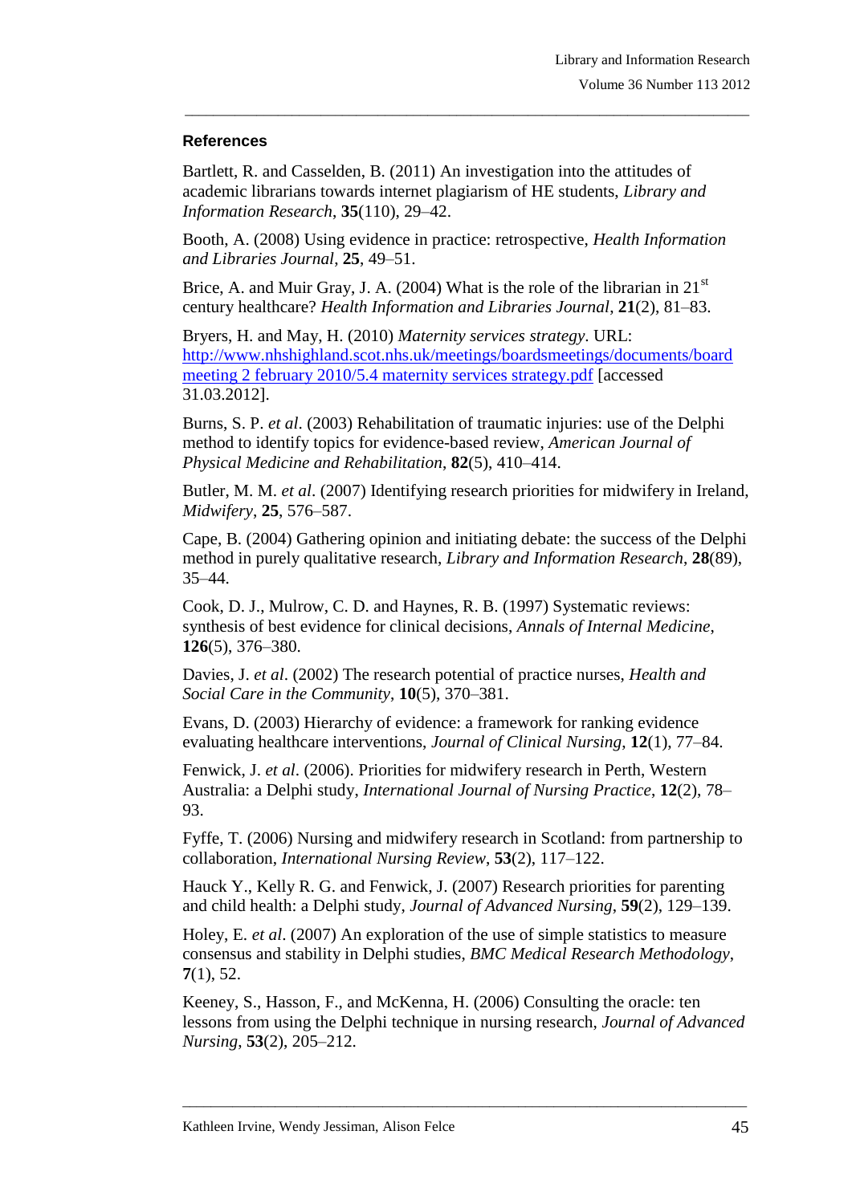### References

Bartlett, R. and Casselden, B. (2011) An investigation into the attitudes of academic librarians towards internet plagiarism of HE students, *Library and Information Research*, **35**(110), 29–42.

Booth, A. (2008) Using evidence in practice: retrospective, *Health Information and Libraries Journal*, **25**, 49–51.

Brice, A. and Muir Gray, J. A. (2004) What is the role of the librarian in 21st century healthcare? *Health Information and Libraries Journal*, **21**(2), 81–83.

Bryers, H. and May, H. (2010) *Maternity services strategy*. URL: [http://www.nhshighland.scot.nhs.uk/meetings/boardsmeetings/documents/board meeting 2 february 2010/5.4 maternity services strategy.pdf](http://www.nhshighland.scot.nhs.uk/meetings/boardsmeetings/documents/board%20meeting%202%20february%202010/5.4%20maternity%20services%20strategy.pdf) [accessed 31.03.2012].

Burns, S. P. *et al*. (2003) Rehabilitation of traumatic injuries: use of the Delphi method to identify topics for evidence-based review, *American Journal of Physical Medicine and Rehabilitation*, **82**(5), 410–414.

Butler, M. M. *et al*. (2007) Identifying research priorities for midwifery in Ireland, *Midwifery*, **25**, 576–587.

Cape, B. (2004) Gathering opinion and initiating debate: the success of the Delphi method in purely qualitative research, *Library and Information Research*, **28**(89), 35–44.

Cook, D. J., Mulrow, C. D. and Haynes, R. B. (1997) Systematic reviews: synthesis of best evidence for clinical decisions, *Annals of Internal Medicine*, **126**(5), 376–380.

Davies, J. *et al*. (2002) The research potential of practice nurses, *Health and Social Care in the Community*, **10**(5), 370–381.

Evans, D. (2003) Hierarchy of evidence: a framework for ranking evidence evaluating healthcare interventions, *Journal of Clinical Nursing*, **12**(1), 77–84.

Fenwick, J. *et al*. (2006). Priorities for midwifery research in Perth, Western Australia: a Delphi study, *International Journal of Nursing Practice*, **12**(2), 78–93.

Fyffe, T. (2006) Nursing and midwifery research in Scotland: from partnership to collaboration, *International Nursing Review*, **53**(2), 117–122.

Hauck Y., Kelly R. G. and Fenwick, J. (2007) Research priorities for parenting and child health: a Delphi study, *Journal of Advanced Nursing*, **59**(2), 129–139.

Holey, E. *et al*. (2007) An exploration of the use of simple statistics to measure consensus and stability in Delphi studies, *BMC Medical Research Methodology*, **7**(1), 52.

Keeney, S., Hasson, F., and McKenna, H. (2006) Consulting the oracle: ten lessons from using the Delphi technique in nursing research, *Journal of Advanced Nursing*, **53**(2), 205–212.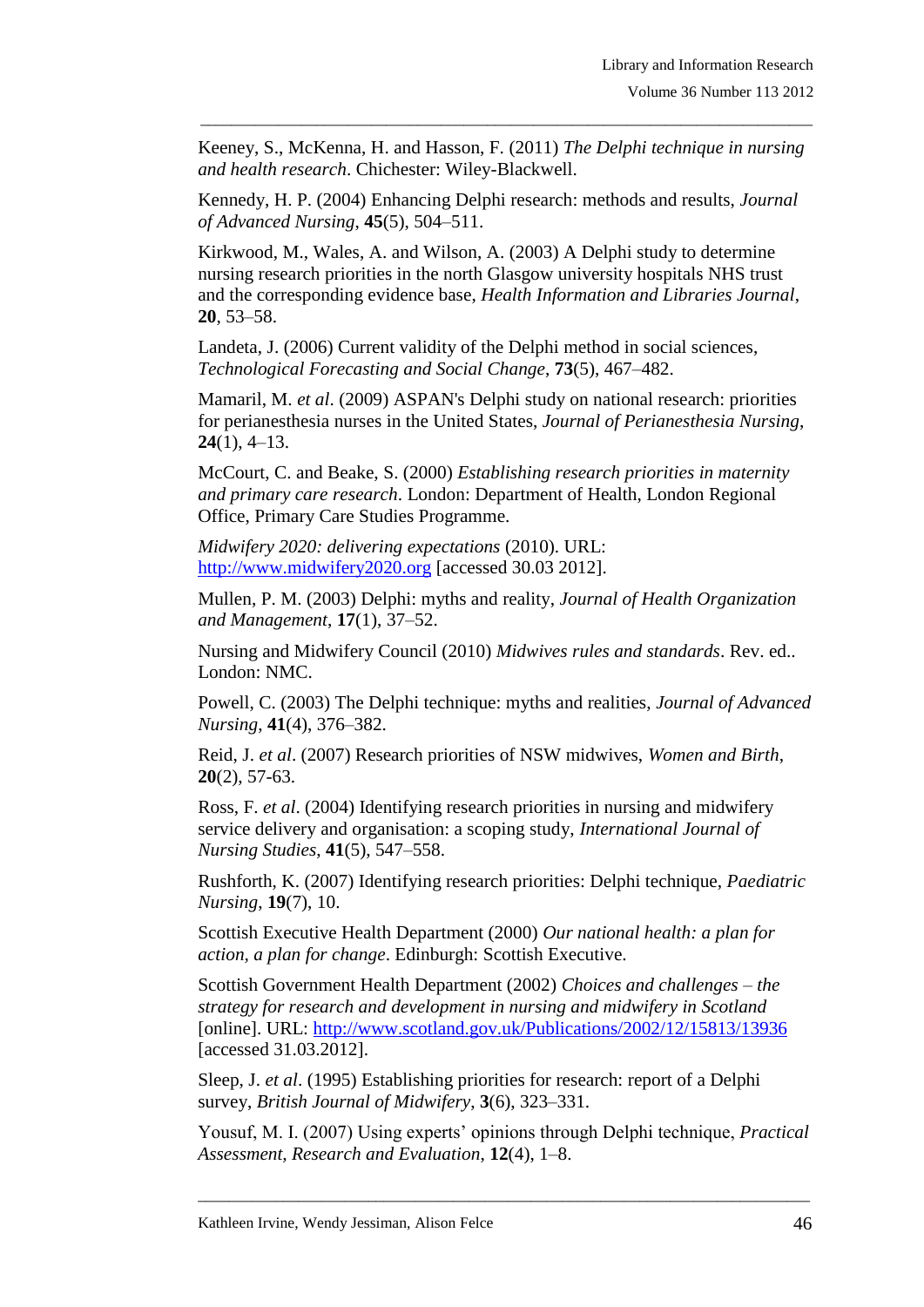Keeney, S., McKenna, H. and Hasson, F. (2011) *The Delphi technique in nursing and health research*. Chichester: Wiley-Blackwell.

Kennedy, H. P. (2004) Enhancing Delphi research: methods and results, *Journal of Advanced Nursing*, **45**(5), 504–511.

Kirkwood, M., Wales, A. and Wilson, A. (2003) A Delphi study to determine nursing research priorities in the north Glasgow university hospitals NHS trust and the corresponding evidence base, *Health Information and Libraries Journal*, **20**, 53–58.

Landeta, J. (2006) Current validity of the Delphi method in social sciences, *Technological Forecasting and Social Change*, **73**(5), 467–482.

Mamaril, M. *et al*. (2009) ASPAN's Delphi study on national research: priorities for perianesthesia nurses in the United States, *Journal of Perianesthesia Nursing*, **24**(1), 4–13.

McCourt, C. and Beake, S. (2000) *Establishing research priorities in maternity and primary care research*. London: Department of Health, London Regional Office, Primary Care Studies Programme.

*Midwifery 2020: delivering expectations* (2010). URL: http://www.midwifery2020.org [accessed 30.03 2012].

Mullen, P. M. (2003) Delphi: myths and reality, *Journal of Health Organization and Management*, **17**(1), 37–52.

Nursing and Midwifery Council (2010) *Midwives rules and standards*. Rev. ed.. London: NMC.

Powell, C. (2003) The Delphi technique: myths and realities, *Journal of Advanced Nursing*, **41**(4), 376–382.

Reid, J. *et al*. (2007) Research priorities of NSW midwives, *Women and Birth*, **20**(2), 57-63.

Ross, F. *et al*. (2004) Identifying research priorities in nursing and midwifery service delivery and organisation: a scoping study, *International Journal of Nursing Studies*, **41**(5), 547–558.

Rushforth, K. (2007) Identifying research priorities: Delphi technique, *Paediatric Nursing*, **19**(7), 10.

Scottish Executive Health Department (2000) *Our national health: a plan for action, a plan for change*. Edinburgh: Scottish Executive.

Scottish Government Health Department (2002) *Choices and challenges – the strategy for research and development in nursing and midwifery in Scotland* [online]. URL: http://www.scotland.gov.uk/Publications/2002/12/15813/13936 [accessed 31.03.2012].

Sleep, J. *et al*. (1995) Establishing priorities for research: report of a Delphi survey, *British Journal of Midwifery*, **3**(6), 323–331.

Yousuf, M. I. (2007) Using experts' opinions through Delphi technique, *Practical Assessment, Research and Evaluation*, **12**(4), 1–8.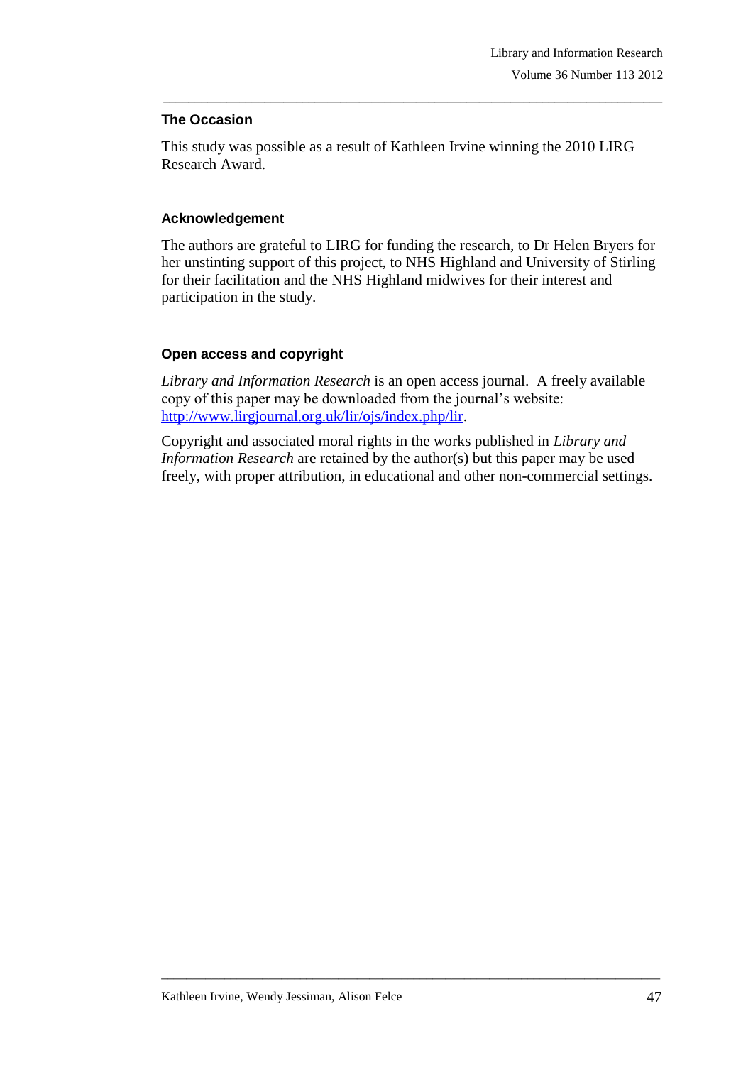### The Occasion

This study was possible as a result of Kathleen Irvine winning the 2010 LIRG Research Award.

### Acknowledgement

The authors are grateful to LIRG for funding the research, to Dr Helen Bryers for her unstinting support of this project, to NHS Highland and University of Stirling for their facilitation and the NHS Highland midwives for their interest and participation in the study.

### Open access and copyright

*Library and Information Research* is an open access journal. A freely available copy of this paper may be downloaded from the journal's website: [http://www.lirgjournal.org.uk/lir/ojs/index.php/lir](http://www.lirgjournal.org.uk/lir/ojs/index.php/lir).

Copyright and associated moral rights in the works published in *Library and Information Research* are retained by the author(s) but this paper may be used freely, with proper attribution, in educational and other non-commercial settings.